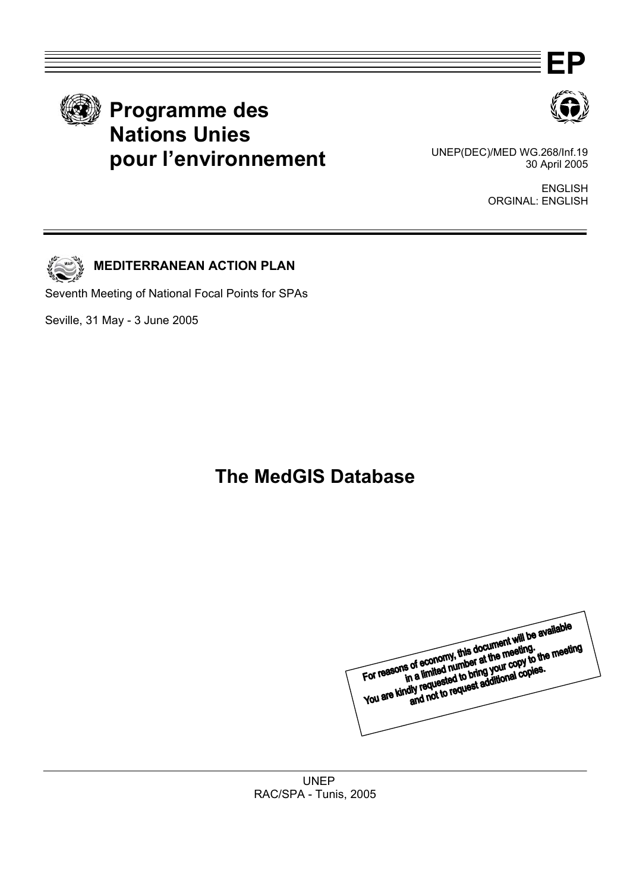EP

# Programme des Nations Unies pour l'environnement

UNEP(DEC)/MED WG.268/Inf.19
30 April 2005

ENGLISH
ORGINAL: ENGLISH

**MEDITERRANEAN ACTION PLAN**

Seventh Meeting of National Focal Points for SPAs

Seville, 31 May - 3 June 2005

# The MedGIS Database

For reasons of economy, this document will be available in a limited number at the meeting.
You are kindly requested to bring your copy to the meeting and not to request additional copies.

UNEP
RAC/SPA - Tunis, 2005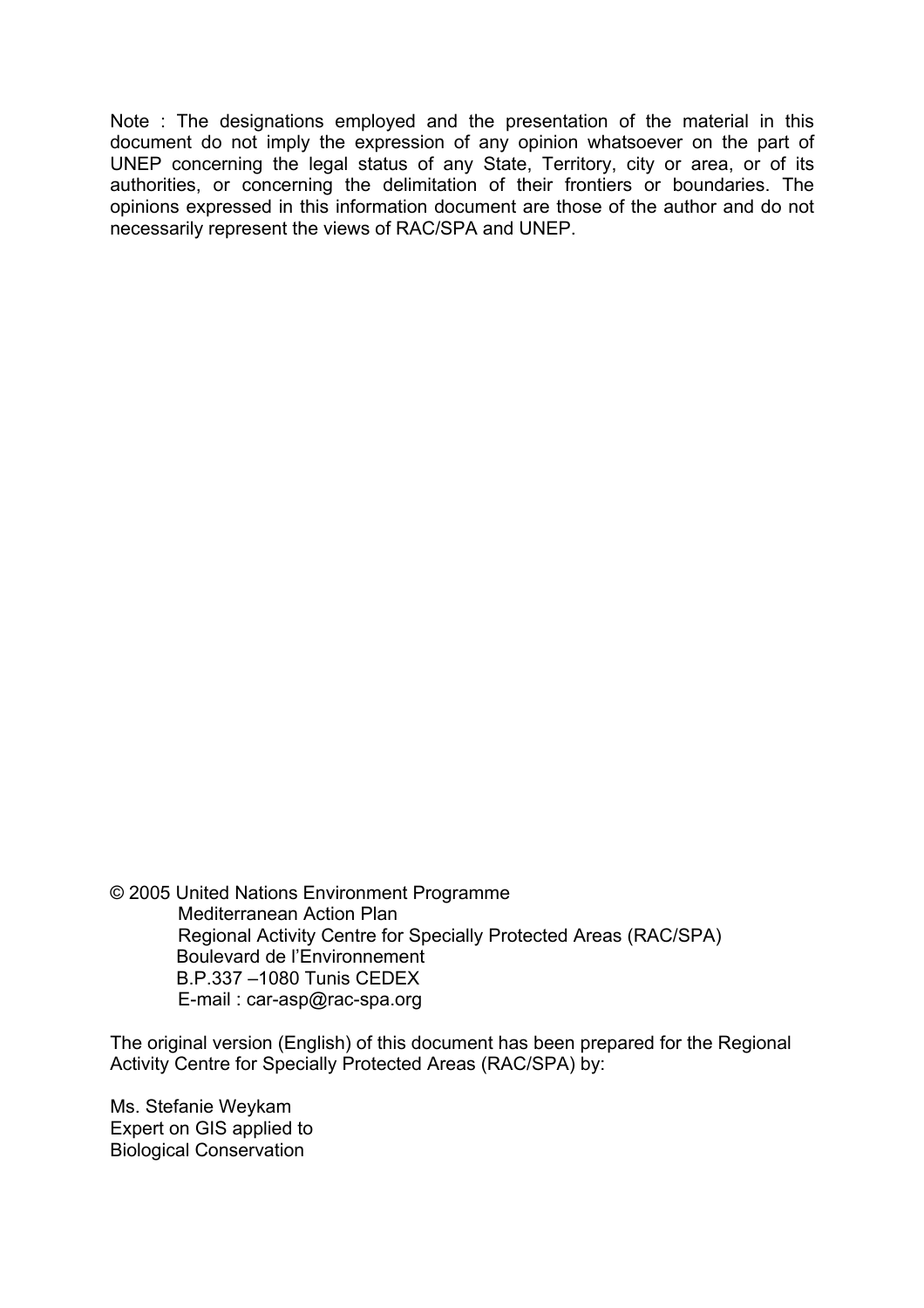Note : The designations employed and the presentation of the material in this document do not imply the expression of any opinion whatsoever on the part of UNEP concerning the legal status of any State, Territory, city or area, or of its authorities, or concerning the delimitation of their frontiers or boundaries. The opinions expressed in this information document are those of the author and do not necessarily represent the views of RAC/SPA and UNEP.

© 2005 United Nations Environment Programme
Mediterranean Action Plan
Regional Activity Centre for Specially Protected Areas (RAC/SPA)
Boulevard de l'Environnement
B.P.337 –1080 Tunis CEDEX
E-mail : car-asp@rac-spa.org

The original version (English) of this document has been prepared for the Regional Activity Centre for Specially Protected Areas (RAC/SPA) by:

Ms. Stefanie Weykam
Expert on GIS applied to
Biological Conservation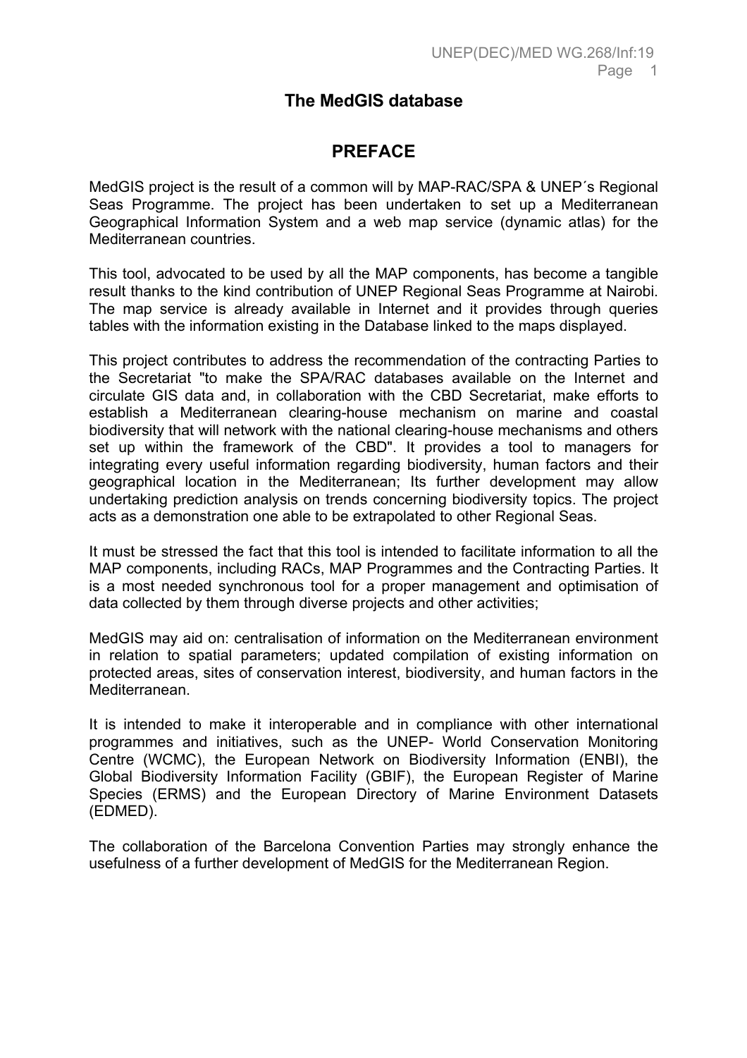# The MedGIS database

## PREFACE

MedGIS project is the result of a common will by MAP-RAC/SPA & UNEP´s Regional Seas Programme. The project has been undertaken to set up a Mediterranean Geographical Information System and a web map service (dynamic atlas) for the Mediterranean countries.

This tool, advocated to be used by all the MAP components, has become a tangible result thanks to the kind contribution of UNEP Regional Seas Programme at Nairobi. The map service is already available in Internet and it provides through queries tables with the information existing in the Database linked to the maps displayed.

This project contributes to address the recommendation of the contracting Parties to the Secretariat "to make the SPA/RAC databases available on the Internet and circulate GIS data and, in collaboration with the CBD Secretariat, make efforts to establish a Mediterranean clearing-house mechanism on marine and coastal biodiversity that will network with the national clearing-house mechanisms and others set up within the framework of the CBD". It provides a tool to managers for integrating every useful information regarding biodiversity, human factors and their geographical location in the Mediterranean; Its further development may allow undertaking prediction analysis on trends concerning biodiversity topics. The project acts as a demonstration one able to be extrapolated to other Regional Seas.

It must be stressed the fact that this tool is intended to facilitate information to all the MAP components, including RACs, MAP Programmes and the Contracting Parties. It is a most needed synchronous tool for a proper management and optimisation of data collected by them through diverse projects and other activities;

MedGIS may aid on: centralisation of information on the Mediterranean environment in relation to spatial parameters; updated compilation of existing information on protected areas, sites of conservation interest, biodiversity, and human factors in the Mediterranean.

It is intended to make it interoperable and in compliance with other international programmes and initiatives, such as the UNEP- World Conservation Monitoring Centre (WCMC), the European Network on Biodiversity Information (ENBI), the Global Biodiversity Information Facility (GBIF), the European Register of Marine Species (ERMS) and the European Directory of Marine Environment Datasets (EDMED).

The collaboration of the Barcelona Convention Parties may strongly enhance the usefulness of a further development of MedGIS for the Mediterranean Region.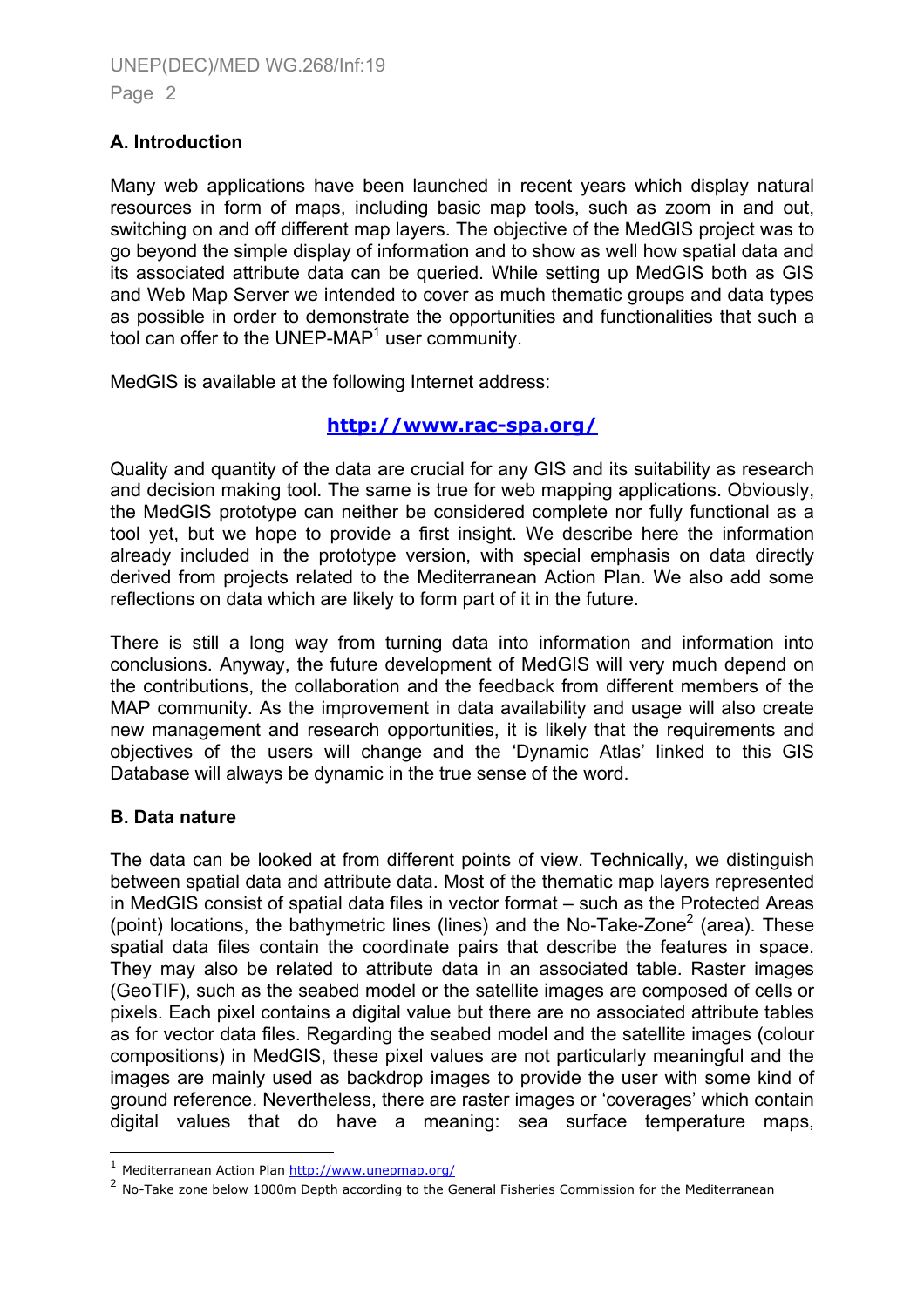## A. Introduction

Many web applications have been launched in recent years which display natural resources in form of maps, including basic map tools, such as zoom in and out, switching on and off different map layers. The objective of the MedGIS project was to go beyond the simple display of information and to show as well how spatial data and its associated attribute data can be queried. While setting up MedGIS both as GIS and Web Map Server we intended to cover as much thematic groups and data types as possible in order to demonstrate the opportunities and functionalities that such a tool can offer to the UNEP-MAP[1] user community.

MedGIS is available at the following Internet address:

**http://www.rac-spa.org/**

Quality and quantity of the data are crucial for any GIS and its suitability as research and decision making tool. The same is true for web mapping applications. Obviously, the MedGIS prototype can neither be considered complete nor fully functional as a tool yet, but we hope to provide a first insight. We describe here the information already included in the prototype version, with special emphasis on data directly derived from projects related to the Mediterranean Action Plan. We also add some reflections on data which are likely to form part of it in the future.

There is still a long way from turning data into information and information into conclusions. Anyway, the future development of MedGIS will very much depend on the contributions, the collaboration and the feedback from different members of the MAP community. As the improvement in data availability and usage will also create new management and research opportunities, it is likely that the requirements and objectives of the users will change and the 'Dynamic Atlas' linked to this GIS Database will always be dynamic in the true sense of the word.

## B. Data nature

The data can be looked at from different points of view. Technically, we distinguish between spatial data and attribute data. Most of the thematic map layers represented in MedGIS consist of spatial data files in vector format – such as the Protected Areas (point) locations, the bathymetric lines (lines) and the No-Take-Zone[2] (area). These spatial data files contain the coordinate pairs that describe the features in space. They may also be related to attribute data in an associated table. Raster images (GeoTIF), such as the seabed model or the satellite images are composed of cells or pixels. Each pixel contains a digital value but there are no associated attribute tables as for vector data files. Regarding the seabed model and the satellite images (colour compositions) in MedGIS, these pixel values are not particularly meaningful and the images are mainly used as backdrop images to provide the user with some kind of ground reference. Nevertheless, there are raster images or 'coverages' which contain digital values that do have a meaning: sea surface temperature maps,

---

[1] Mediterranean Action Plan http://www.unepmap.org/

[2] No-Take zone below 1000m Depth according to the General Fisheries Commission for the Mediterranean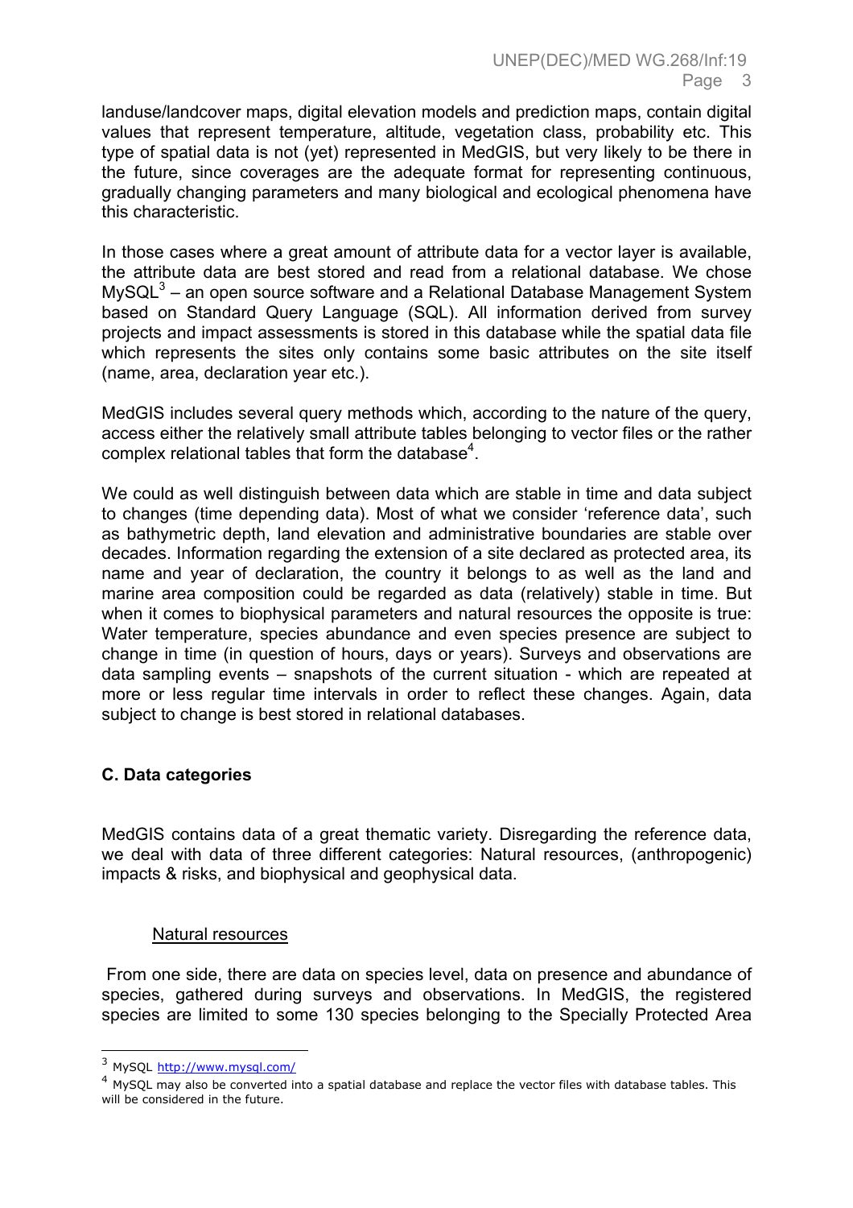landuse/landcover maps, digital elevation models and prediction maps, contain digital values that represent temperature, altitude, vegetation class, probability etc. This type of spatial data is not (yet) represented in MedGIS, but very likely to be there in the future, since coverages are the adequate format for representing continuous, gradually changing parameters and many biological and ecological phenomena have this characteristic.

In those cases where a great amount of attribute data for a vector layer is available, the attribute data are best stored and read from a relational database. We chose MySQL[3] – an open source software and a Relational Database Management System based on Standard Query Language (SQL). All information derived from survey projects and impact assessments is stored in this database while the spatial data file which represents the sites only contains some basic attributes on the site itself (name, area, declaration year etc.).

MedGIS includes several query methods which, according to the nature of the query, access either the relatively small attribute tables belonging to vector files or the rather complex relational tables that form the database[4].

We could as well distinguish between data which are stable in time and data subject to changes (time depending data). Most of what we consider 'reference data', such as bathymetric depth, land elevation and administrative boundaries are stable over decades. Information regarding the extension of a site declared as protected area, its name and year of declaration, the country it belongs to as well as the land and marine area composition could be regarded as data (relatively) stable in time. But when it comes to biophysical parameters and natural resources the opposite is true: Water temperature, species abundance and even species presence are subject to change in time (in question of hours, days or years). Surveys and observations are data sampling events – snapshots of the current situation - which are repeated at more or less regular time intervals in order to reflect these changes. Again, data subject to change is best stored in relational databases.

## C. Data categories

MedGIS contains data of a great thematic variety. Disregarding the reference data, we deal with data of three different categories: Natural resources, (anthropogenic) impacts & risks, and biophysical and geophysical data.

### Natural resources

From one side, there are data on species level, data on presence and abundance of species, gathered during surveys and observations. In MedGIS, the registered species are limited to some 130 species belonging to the Specially Protected Area

---

[3] MySQL http://www.mysql.com/

[4] MySQL may also be converted into a spatial database and replace the vector files with database tables. This will be considered in the future.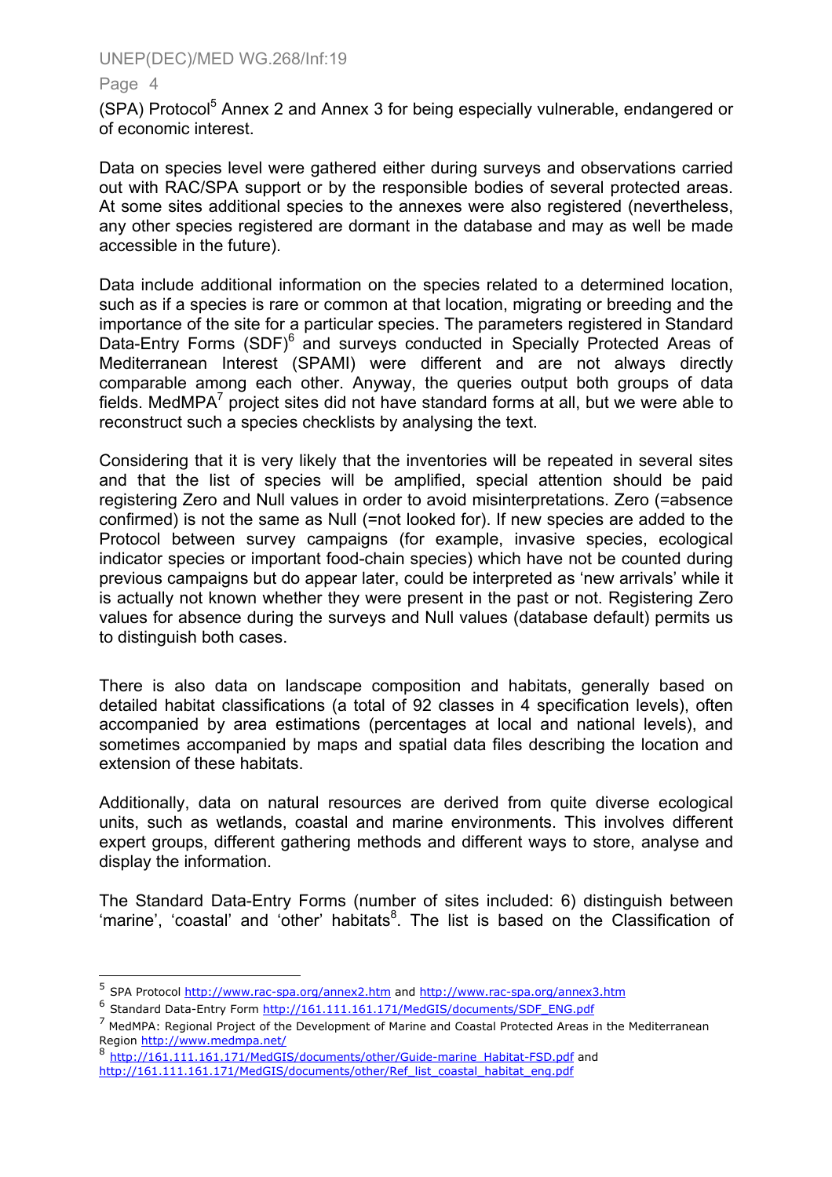(SPA) Protocol[5] Annex 2 and Annex 3 for being especially vulnerable, endangered or of economic interest.

Data on species level were gathered either during surveys and observations carried out with RAC/SPA support or by the responsible bodies of several protected areas. At some sites additional species to the annexes were also registered (nevertheless, any other species registered are dormant in the database and may as well be made accessible in the future).

Data include additional information on the species related to a determined location, such as if a species is rare or common at that location, migrating or breeding and the importance of the site for a particular species. The parameters registered in Standard Data-Entry Forms (SDF)[6] and surveys conducted in Specially Protected Areas of Mediterranean Interest (SPAMI) were different and are not always directly comparable among each other. Anyway, the queries output both groups of data fields. MedMPA[7] project sites did not have standard forms at all, but we were able to reconstruct such a species checklists by analysing the text.

Considering that it is very likely that the inventories will be repeated in several sites and that the list of species will be amplified, special attention should be paid registering Zero and Null values in order to avoid misinterpretations. Zero (=absence confirmed) is not the same as Null (=not looked for). If new species are added to the Protocol between survey campaigns (for example, invasive species, ecological indicator species or important food-chain species) which have not be counted during previous campaigns but do appear later, could be interpreted as 'new arrivals' while it is actually not known whether they were present in the past or not. Registering Zero values for absence during the surveys and Null values (database default) permits us to distinguish both cases.

There is also data on landscape composition and habitats, generally based on detailed habitat classifications (a total of 92 classes in 4 specification levels), often accompanied by area estimations (percentages at local and national levels), and sometimes accompanied by maps and spatial data files describing the location and extension of these habitats.

Additionally, data on natural resources are derived from quite diverse ecological units, such as wetlands, coastal and marine environments. This involves different expert groups, different gathering methods and different ways to store, analyse and display the information.

The Standard Data-Entry Forms (number of sites included: 6) distinguish between 'marine', 'coastal' and 'other' habitats[8]. The list is based on the Classification of

---

[5] SPA Protocol http://www.rac-spa.org/annex2.htm and http://www.rac-spa.org/annex3.htm

[6] Standard Data-Entry Form http://161.111.161.171/MedGIS/documents/SDF_ENG.pdf

[7] MedMPA: Regional Project of the Development of Marine and Coastal Protected Areas in the Mediterranean Region http://www.medmpa.net/

[8] http://161.111.161.171/MedGIS/documents/other/Guide-marine_Habitat-FSD.pdf and http://161.111.161.171/MedGIS/documents/other/Ref_list_coastal_habitat_eng.pdf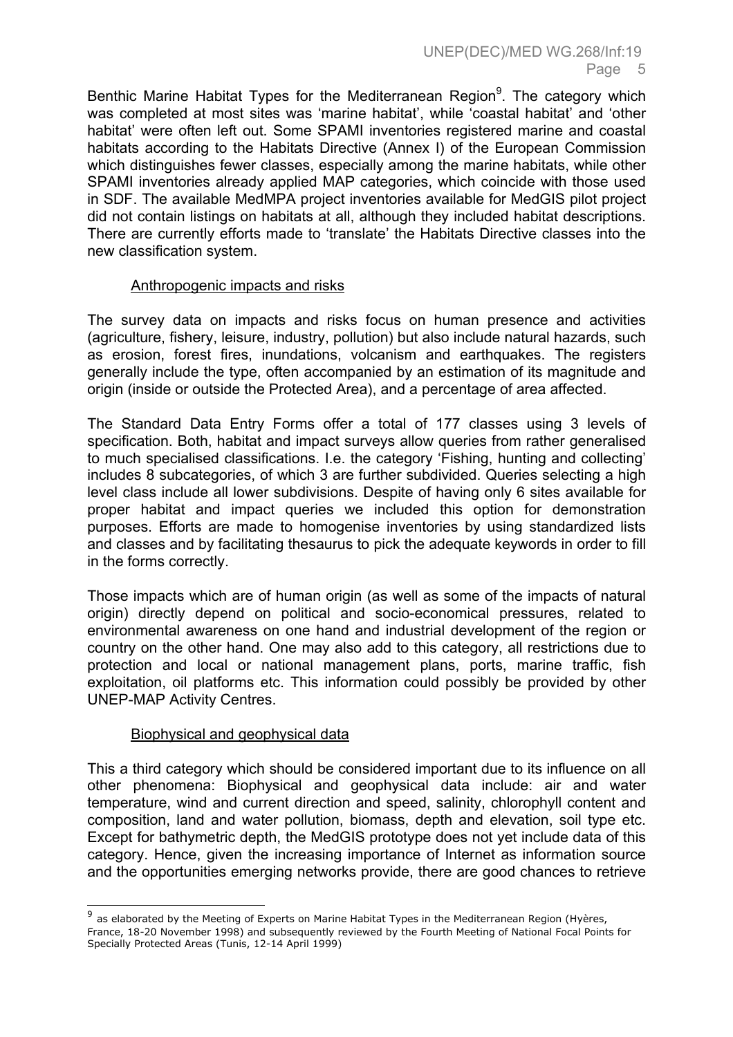Benthic Marine Habitat Types for the Mediterranean Region[9]. The category which was completed at most sites was 'marine habitat', while 'coastal habitat' and 'other habitat' were often left out. Some SPAMI inventories registered marine and coastal habitats according to the Habitats Directive (Annex I) of the European Commission which distinguishes fewer classes, especially among the marine habitats, while other SPAMI inventories already applied MAP categories, which coincide with those used in SDF. The available MedMPA project inventories available for MedGIS pilot project did not contain listings on habitats at all, although they included habitat descriptions. There are currently efforts made to 'translate' the Habitats Directive classes into the new classification system.

Anthropogenic impacts and risks

The survey data on impacts and risks focus on human presence and activities (agriculture, fishery, leisure, industry, pollution) but also include natural hazards, such as erosion, forest fires, inundations, volcanism and earthquakes. The registers generally include the type, often accompanied by an estimation of its magnitude and origin (inside or outside the Protected Area), and a percentage of area affected.

The Standard Data Entry Forms offer a total of 177 classes using 3 levels of specification. Both, habitat and impact surveys allow queries from rather generalised to much specialised classifications. I.e. the category 'Fishing, hunting and collecting' includes 8 subcategories, of which 3 are further subdivided. Queries selecting a high level class include all lower subdivisions. Despite of having only 6 sites available for proper habitat and impact queries we included this option for demonstration purposes. Efforts are made to homogenise inventories by using standardized lists and classes and by facilitating thesaurus to pick the adequate keywords in order to fill in the forms correctly.

Those impacts which are of human origin (as well as some of the impacts of natural origin) directly depend on political and socio-economical pressures, related to environmental awareness on one hand and industrial development of the region or country on the other hand. One may also add to this category, all restrictions due to protection and local or national management plans, ports, marine traffic, fish exploitation, oil platforms etc. This information could possibly be provided by other UNEP-MAP Activity Centres.

Biophysical and geophysical data

This a third category which should be considered important due to its influence on all other phenomena: Biophysical and geophysical data include: air and water temperature, wind and current direction and speed, salinity, chlorophyll content and composition, land and water pollution, biomass, depth and elevation, soil type etc. Except for bathymetric depth, the MedGIS prototype does not yet include data of this category. Hence, given the increasing importance of Internet as information source and the opportunities emerging networks provide, there are good chances to retrieve

[9] as elaborated by the Meeting of Experts on Marine Habitat Types in the Mediterranean Region (Hyères, France, 18-20 November 1998) and subsequently reviewed by the Fourth Meeting of National Focal Points for Specially Protected Areas (Tunis, 12-14 April 1999)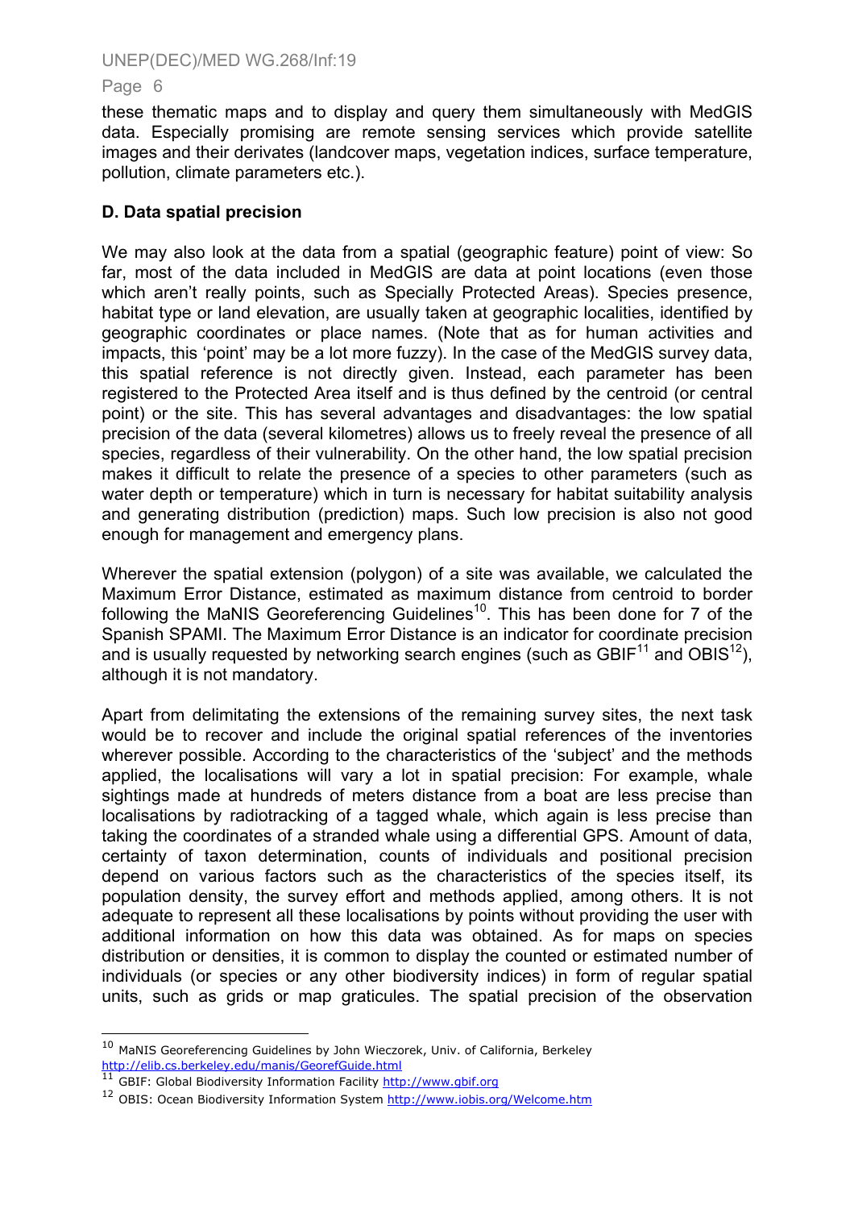these thematic maps and to display and query them simultaneously with MedGIS data. Especially promising are remote sensing services which provide satellite images and their derivates (landcover maps, vegetation indices, surface temperature, pollution, climate parameters etc.).

**D. Data spatial precision**

We may also look at the data from a spatial (geographic feature) point of view: So far, most of the data included in MedGIS are data at point locations (even those which aren't really points, such as Specially Protected Areas). Species presence, habitat type or land elevation, are usually taken at geographic localities, identified by geographic coordinates or place names. (Note that as for human activities and impacts, this 'point' may be a lot more fuzzy). In the case of the MedGIS survey data, this spatial reference is not directly given. Instead, each parameter has been registered to the Protected Area itself and is thus defined by the centroid (or central point) or the site. This has several advantages and disadvantages: the low spatial precision of the data (several kilometres) allows us to freely reveal the presence of all species, regardless of their vulnerability. On the other hand, the low spatial precision makes it difficult to relate the presence of a species to other parameters (such as water depth or temperature) which in turn is necessary for habitat suitability analysis and generating distribution (prediction) maps. Such low precision is also not good enough for management and emergency plans.

Wherever the spatial extension (polygon) of a site was available, we calculated the Maximum Error Distance, estimated as maximum distance from centroid to border following the MaNIS Georeferencing Guidelines[10]. This has been done for 7 of the Spanish SPAMI. The Maximum Error Distance is an indicator for coordinate precision and is usually requested by networking search engines (such as GBIF[11] and OBIS[12]), although it is not mandatory.

Apart from delimitating the extensions of the remaining survey sites, the next task would be to recover and include the original spatial references of the inventories wherever possible. According to the characteristics of the 'subject' and the methods applied, the localisations will vary a lot in spatial precision: For example, whale sightings made at hundreds of meters distance from a boat are less precise than localisations by radiotracking of a tagged whale, which again is less precise than taking the coordinates of a stranded whale using a differential GPS. Amount of data, certainty of taxon determination, counts of individuals and positional precision depend on various factors such as the characteristics of the species itself, its population density, the survey effort and methods applied, among others. It is not adequate to represent all these localisations by points without providing the user with additional information on how this data was obtained. As for maps on species distribution or densities, it is common to display the counted or estimated number of individuals (or species or any other biodiversity indices) in form of regular spatial units, such as grids or map graticules. The spatial precision of the observation

---

[10] MaNIS Georeferencing Guidelines by John Wieczorek, Univ. of California, Berkeley http://elib.cs.berkeley.edu/manis/GeorefGuide.html

[11] GBIF: Global Biodiversity Information Facility http://www.gbif.org

[12] OBIS: Ocean Biodiversity Information System http://www.iobis.org/Welcome.htm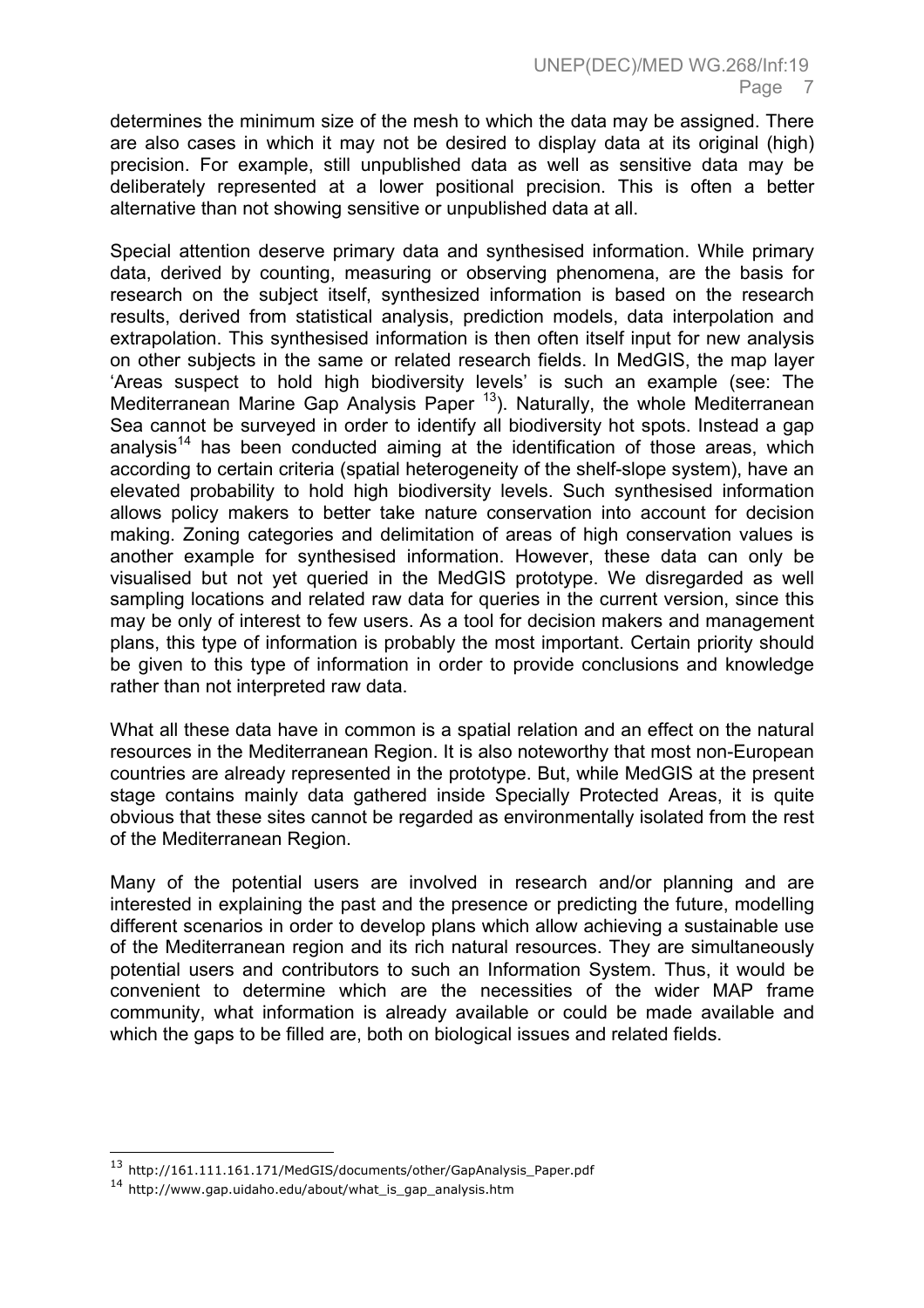determines the minimum size of the mesh to which the data may be assigned. There are also cases in which it may not be desired to display data at its original (high) precision. For example, still unpublished data as well as sensitive data may be deliberately represented at a lower positional precision. This is often a better alternative than not showing sensitive or unpublished data at all.

Special attention deserve primary data and synthesised information. While primary data, derived by counting, measuring or observing phenomena, are the basis for research on the subject itself, synthesized information is based on the research results, derived from statistical analysis, prediction models, data interpolation and extrapolation. This synthesised information is then often itself input for new analysis on other subjects in the same or related research fields. In MedGIS, the map layer 'Areas suspect to hold high biodiversity levels' is such an example (see: The Mediterranean Marine Gap Analysis Paper [13]). Naturally, the whole Mediterranean Sea cannot be surveyed in order to identify all biodiversity hot spots. Instead a gap analysis[14] has been conducted aiming at the identification of those areas, which according to certain criteria (spatial heterogeneity of the shelf-slope system), have an elevated probability to hold high biodiversity levels. Such synthesised information allows policy makers to better take nature conservation into account for decision making. Zoning categories and delimitation of areas of high conservation values is another example for synthesised information. However, these data can only be visualised but not yet queried in the MedGIS prototype. We disregarded as well sampling locations and related raw data for queries in the current version, since this may be only of interest to few users. As a tool for decision makers and management plans, this type of information is probably the most important. Certain priority should be given to this type of information in order to provide conclusions and knowledge rather than not interpreted raw data.

What all these data have in common is a spatial relation and an effect on the natural resources in the Mediterranean Region. It is also noteworthy that most non-European countries are already represented in the prototype. But, while MedGIS at the present stage contains mainly data gathered inside Specially Protected Areas, it is quite obvious that these sites cannot be regarded as environmentally isolated from the rest of the Mediterranean Region.

Many of the potential users are involved in research and/or planning and are interested in explaining the past and the presence or predicting the future, modelling different scenarios in order to develop plans which allow achieving a sustainable use of the Mediterranean region and its rich natural resources. They are simultaneously potential users and contributors to such an Information System. Thus, it would be convenient to determine which are the necessities of the wider MAP frame community, what information is already available or could be made available and which the gaps to be filled are, both on biological issues and related fields.

---

[13] http://161.111.161.171/MedGIS/documents/other/GapAnalysis_Paper.pdf

[14] http://www.gap.uidaho.edu/about/what_is_gap_analysis.htm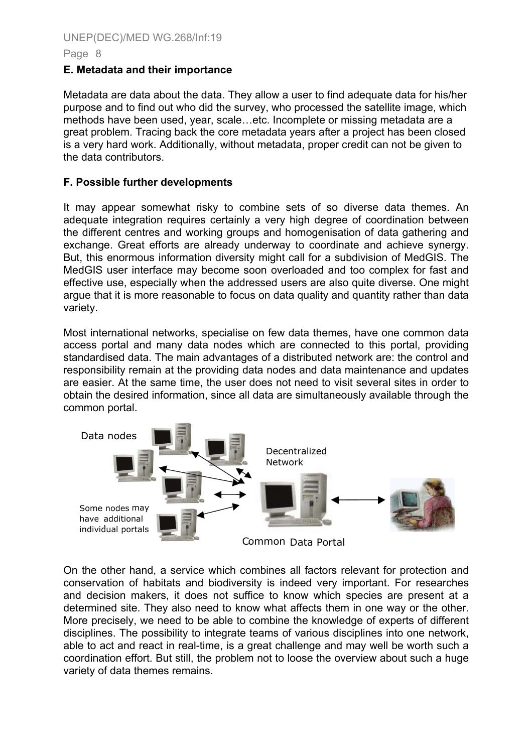## E. Metadata and their importance

Metadata are data about the data. They allow a user to find adequate data for his/her purpose and to find out who did the survey, who processed the satellite image, which methods have been used, year, scale…etc. Incomplete or missing metadata are a great problem. Tracing back the core metadata years after a project has been closed is a very hard work. Additionally, without metadata, proper credit can not be given to the data contributors.

## F. Possible further developments

It may appear somewhat risky to combine sets of so diverse data themes. An adequate integration requires certainly a very high degree of coordination between the different centres and working groups and homogenisation of data gathering and exchange. Great efforts are already underway to coordinate and achieve synergy. But, this enormous information diversity might call for a subdivision of MedGIS. The MedGIS user interface may become soon overloaded and too complex for fast and effective use, especially when the addressed users are also quite diverse. One might argue that it is more reasonable to focus on data quality and quantity rather than data variety.

Most international networks, specialise on few data themes, have one common data access portal and many data nodes which are connected to this portal, providing standardised data. The main advantages of a distributed network are: the control and responsibility remain at the providing data nodes and data maintenance and updates are easier. At the same time, the user does not need to visit several sites in order to obtain the desired information, since all data are simultaneously available through the common portal.

Data nodes

Decentralized Network

Some nodes may have additional individual portals

Common Data Portal

On the other hand, a service which combines all factors relevant for protection and conservation of habitats and biodiversity is indeed very important. For researches and decision makers, it does not suffice to know which species are present at a determined site. They also need to know what affects them in one way or the other. More precisely, we need to be able to combine the knowledge of experts of different disciplines. The possibility to integrate teams of various disciplines into one network, able to act and react in real-time, is a great challenge and may well be worth such a coordination effort. But still, the problem not to loose the overview about such a huge variety of data themes remains.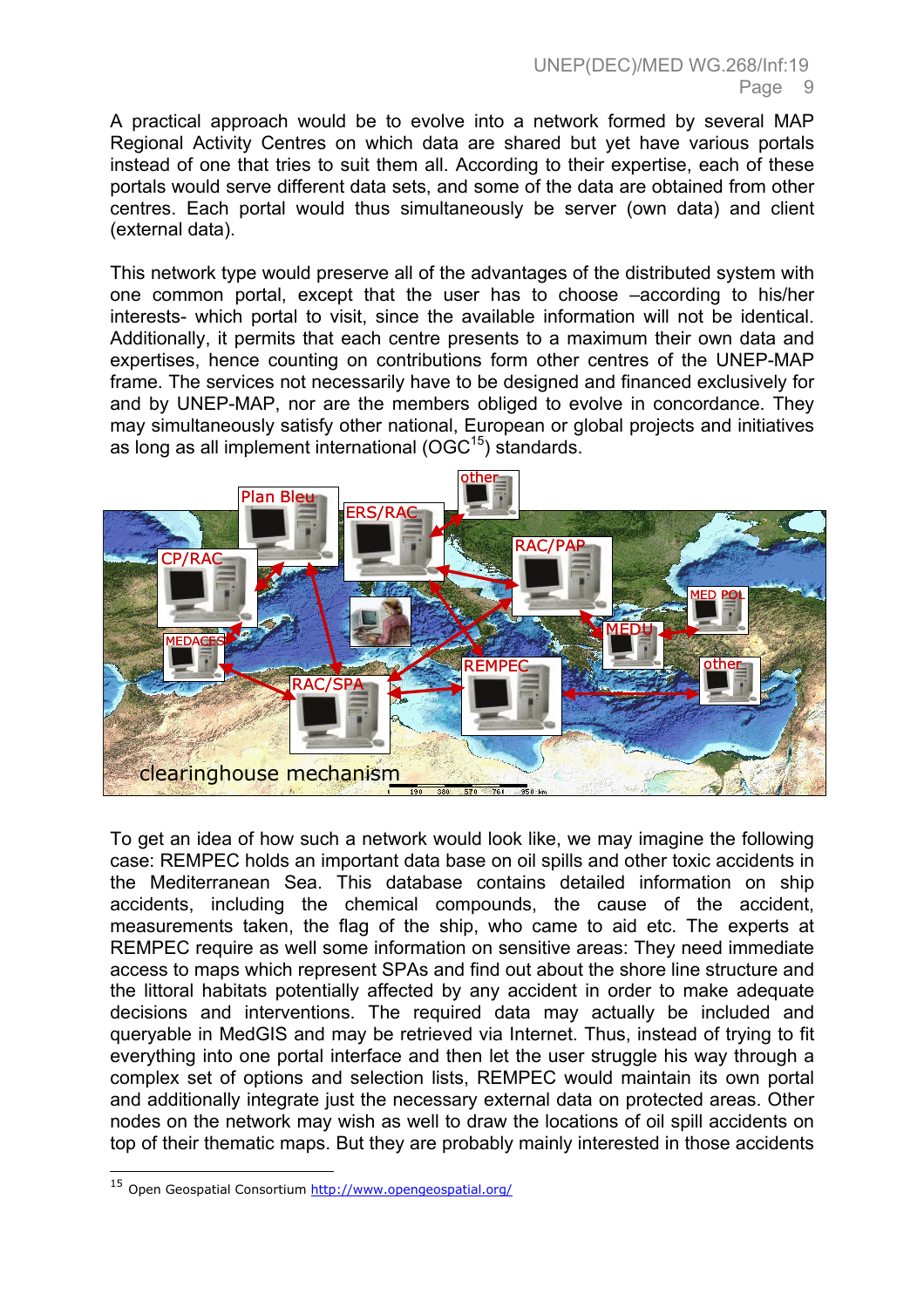A practical approach would be to evolve into a network formed by several MAP Regional Activity Centres on which data are shared but yet have various portals instead of one that tries to suit them all. According to their expertise, each of these portals would serve different data sets, and some of the data are obtained from other centres. Each portal would thus simultaneously be server (own data) and client (external data).

This network type would preserve all of the advantages of the distributed system with one common portal, except that the user has to choose –according to his/her interests- which portal to visit, since the available information will not be identical. Additionally, it permits that each centre presents to a maximum their own data and expertises, hence counting on contributions form other centres of the UNEP-MAP frame. The services not necessarily have to be designed and financed exclusively for and by UNEP-MAP, nor are the members obliged to evolve in concordance. They may simultaneously satisfy other national, European or global projects and initiatives as long as all implement international (OGC[15]) standards.

To get an idea of how such a network would look like, we may imagine the following case: REMPEC holds an important data base on oil spills and other toxic accidents in the Mediterranean Sea. This database contains detailed information on ship accidents, including the chemical compounds, the cause of the accident, measurements taken, the flag of the ship, who came to aid etc. The experts at REMPEC require as well some information on sensitive areas: They need immediate access to maps which represent SPAs and find out about the shore line structure and the littoral habitats potentially affected by any accident in order to make adequate decisions and interventions. The required data may actually be included and queryable in MedGIS and may be retrieved via Internet. Thus, instead of trying to fit everything into one portal interface and then let the user struggle his way through a complex set of options and selection lists, REMPEC would maintain its own portal and additionally integrate just the necessary external data on protected areas. Other nodes on the network may wish as well to draw the locations of oil spill accidents on top of their thematic maps. But they are probably mainly interested in those accidents

[15] Open Geospatial Consortium http://www.opengeospatial.org/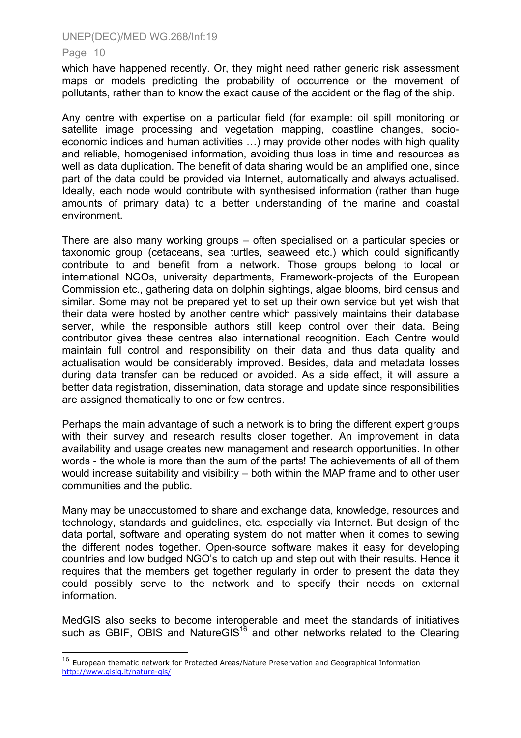which have happened recently. Or, they might need rather generic risk assessment maps or models predicting the probability of occurrence or the movement of pollutants, rather than to know the exact cause of the accident or the flag of the ship.

Any centre with expertise on a particular field (for example: oil spill monitoring or satellite image processing and vegetation mapping, coastline changes, socio-economic indices and human activities …) may provide other nodes with high quality and reliable, homogenised information, avoiding thus loss in time and resources as well as data duplication. The benefit of data sharing would be an amplified one, since part of the data could be provided via Internet, automatically and always actualised. Ideally, each node would contribute with synthesised information (rather than huge amounts of primary data) to a better understanding of the marine and coastal environment.

There are also many working groups – often specialised on a particular species or taxonomic group (cetaceans, sea turtles, seaweed etc.) which could significantly contribute to and benefit from a network. Those groups belong to local or international NGOs, university departments, Framework-projects of the European Commission etc., gathering data on dolphin sightings, algae blooms, bird census and similar. Some may not be prepared yet to set up their own service but yet wish that their data were hosted by another centre which passively maintains their database server, while the responsible authors still keep control over their data. Being contributor gives these centres also international recognition. Each Centre would maintain full control and responsibility on their data and thus data quality and actualisation would be considerably improved. Besides, data and metadata losses during data transfer can be reduced or avoided. As a side effect, it will assure a better data registration, dissemination, data storage and update since responsibilities are assigned thematically to one or few centres.

Perhaps the main advantage of such a network is to bring the different expert groups with their survey and research results closer together. An improvement in data availability and usage creates new management and research opportunities. In other words - the whole is more than the sum of the parts! The achievements of all of them would increase suitability and visibility – both within the MAP frame and to other user communities and the public.

Many may be unaccustomed to share and exchange data, knowledge, resources and technology, standards and guidelines, etc. especially via Internet. But design of the data portal, software and operating system do not matter when it comes to sewing the different nodes together. Open-source software makes it easy for developing countries and low budged NGO's to catch up and step out with their results. Hence it requires that the members get together regularly in order to present the data they could possibly serve to the network and to specify their needs on external information.

MedGIS also seeks to become interoperable and meet the standards of initiatives such as GBIF, OBIS and NatureGIS[16] and other networks related to the Clearing

[16] European thematic network for Protected Areas/Nature Preservation and Geographical Information http://www.gisig.it/nature-gis/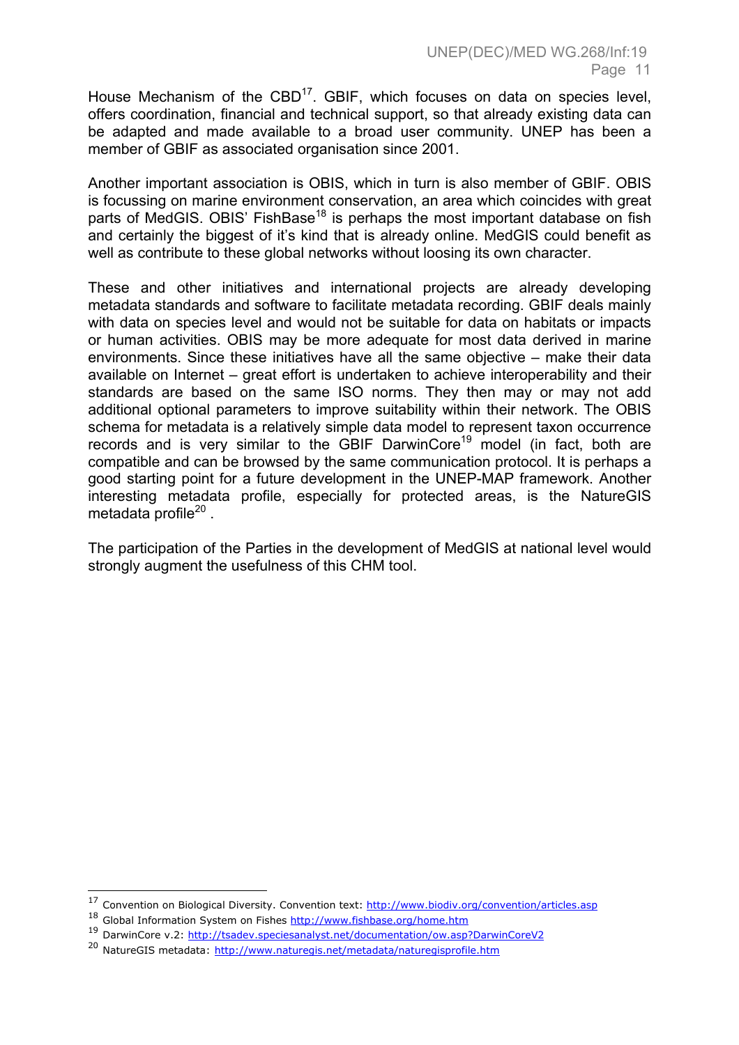House Mechanism of the CBD[17]. GBIF, which focuses on data on species level, offers coordination, financial and technical support, so that already existing data can be adapted and made available to a broad user community. UNEP has been a member of GBIF as associated organisation since 2001.

Another important association is OBIS, which in turn is also member of GBIF. OBIS is focussing on marine environment conservation, an area which coincides with great parts of MedGIS. OBIS' FishBase[18] is perhaps the most important database on fish and certainly the biggest of it's kind that is already online. MedGIS could benefit as well as contribute to these global networks without loosing its own character.

These and other initiatives and international projects are already developing metadata standards and software to facilitate metadata recording. GBIF deals mainly with data on species level and would not be suitable for data on habitats or impacts or human activities. OBIS may be more adequate for most data derived in marine environments. Since these initiatives have all the same objective – make their data available on Internet – great effort is undertaken to achieve interoperability and their standards are based on the same ISO norms. They then may or may not add additional optional parameters to improve suitability within their network. The OBIS schema for metadata is a relatively simple data model to represent taxon occurrence records and is very similar to the GBIF DarwinCore[19] model (in fact, both are compatible and can be browsed by the same communication protocol. It is perhaps a good starting point for a future development in the UNEP-MAP framework. Another interesting metadata profile, especially for protected areas, is the NatureGIS metadata profile[20] .

The participation of the Parties in the development of MedGIS at national level would strongly augment the usefulness of this CHM tool.

---

[17] Convention on Biological Diversity. Convention text: http://www.biodiv.org/convention/articles.asp

[18] Global Information System on Fishes http://www.fishbase.org/home.htm

[19] DarwinCore v.2: http://tsadev.speciesanalyst.net/documentation/ow.asp?DarwinCoreV2

[20] NatureGIS metadata: http://www.naturegis.net/metadata/naturegisprofile.htm